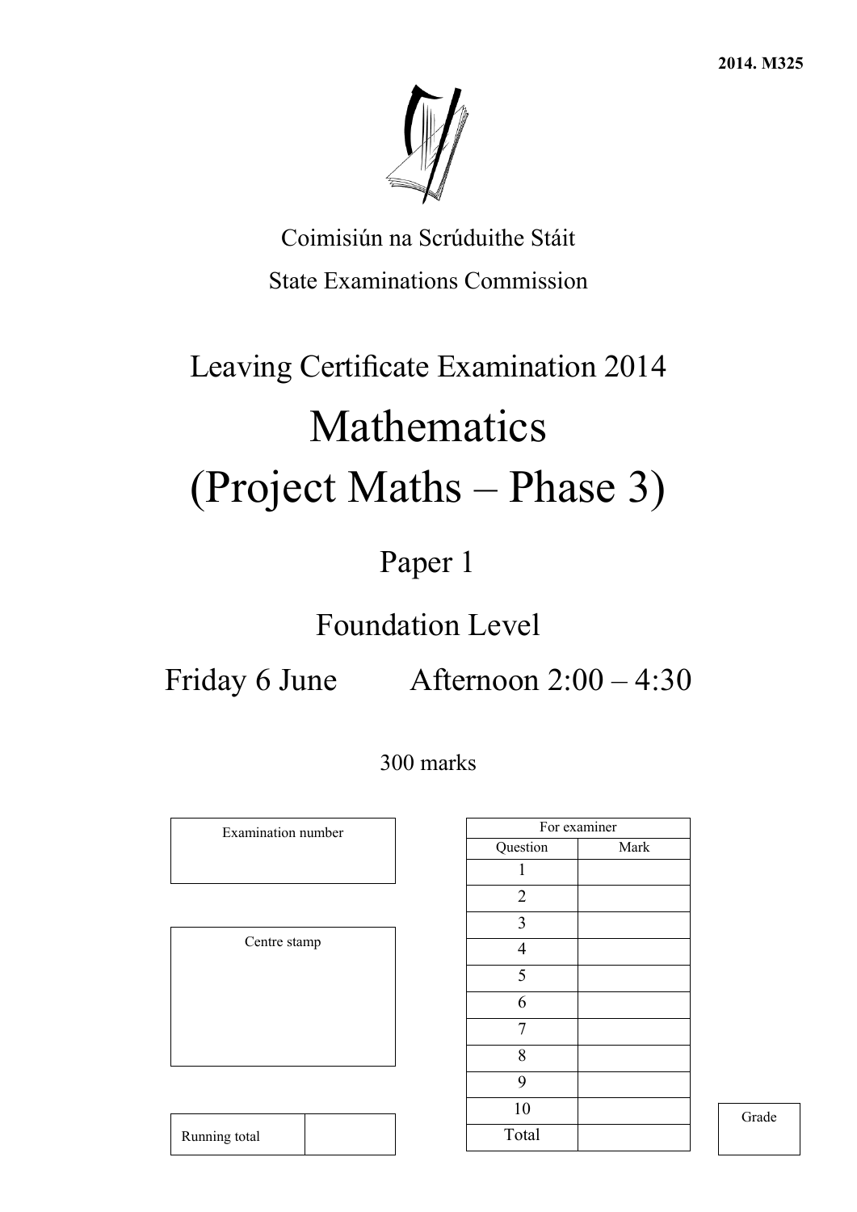**2014. M325**

Coimisiún na Scrúduithe Stáit

State Examinations Commission

# Leaving Certificate Examination 2014

# Mathematics
# (Project Maths – Phase 3)

## Paper 1

## Foundation Level

## Friday 6 June     Afternoon 2:00 – 4:30

300 marks

| Examination number |
|---|
| |

| Centre stamp |
|---|
| |

| Running total | |
|---|---|

| For examiner | |
|---|---|
| Question | Mark |
| 1 | |
| 2 | |
| 3 | |
| 4 | |
| 5 | |
| 6 | |
| 7 | |
| 8 | |
| 9 | |
| 10 | |
| Total | |

| Grade |
|---|
| |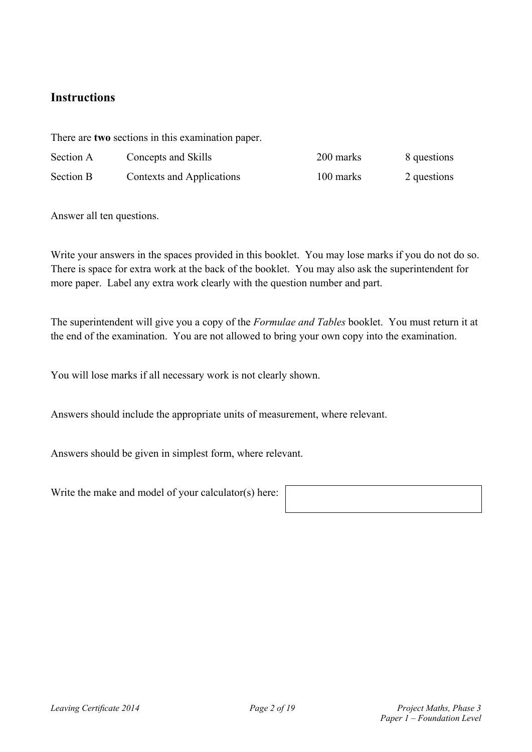## Instructions

There are **two** sections in this examination paper.

| | | | |
|---|---|---|---|
| Section A | Concepts and Skills | 200 marks | 8 questions |
| Section B | Contexts and Applications | 100 marks | 2 questions |

Answer all ten questions.

Write your answers in the spaces provided in this booklet. You may lose marks if you do not do so. There is space for extra work at the back of the booklet. You may also ask the superintendent for more paper. Label any extra work clearly with the question number and part.

The superintendent will give you a copy of the *Formulae and Tables* booklet. You must return it at the end of the examination. You are not allowed to bring your own copy into the examination.

You will lose marks if all necessary work is not clearly shown.

Answers should include the appropriate units of measurement, where relevant.

Answers should be given in simplest form, where relevant.

Write the make and model of your calculator(s) here: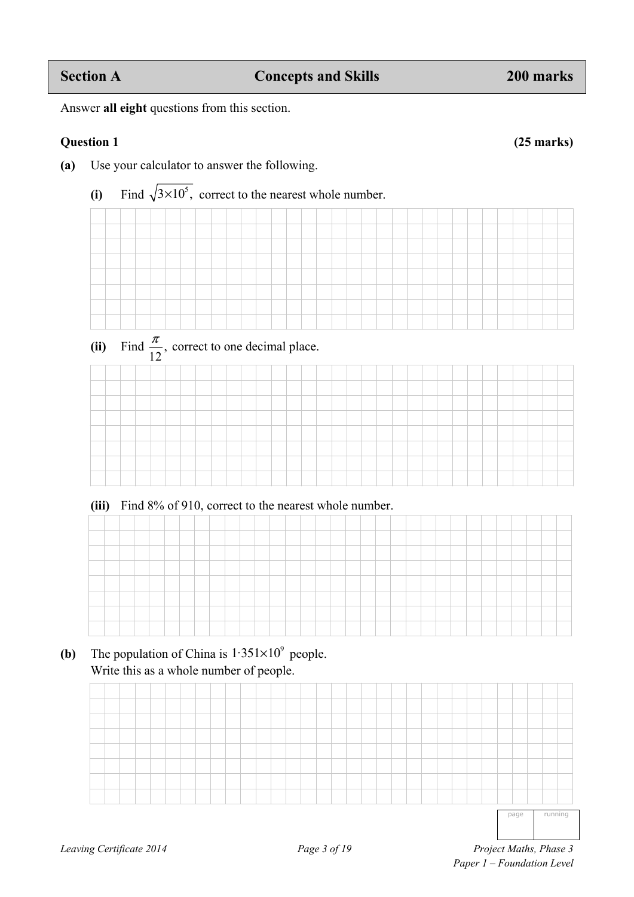## Section A — Concepts and Skills — 200 marks

Answer **all eight** questions from this section.

### Question 1 (25 marks)

**(a)** Use your calculator to answer the following.

**(i)** Find $\sqrt{3 \times 10^5}$, correct to the nearest whole number.

**(ii)** Find $\dfrac{\pi}{12}$, correct to one decimal place.

**(iii)** Find 8% of 910, correct to the nearest whole number.

**(b)** The population of China is $1{\cdot}351 \times 10^9$ people.
Write this as a whole number of people.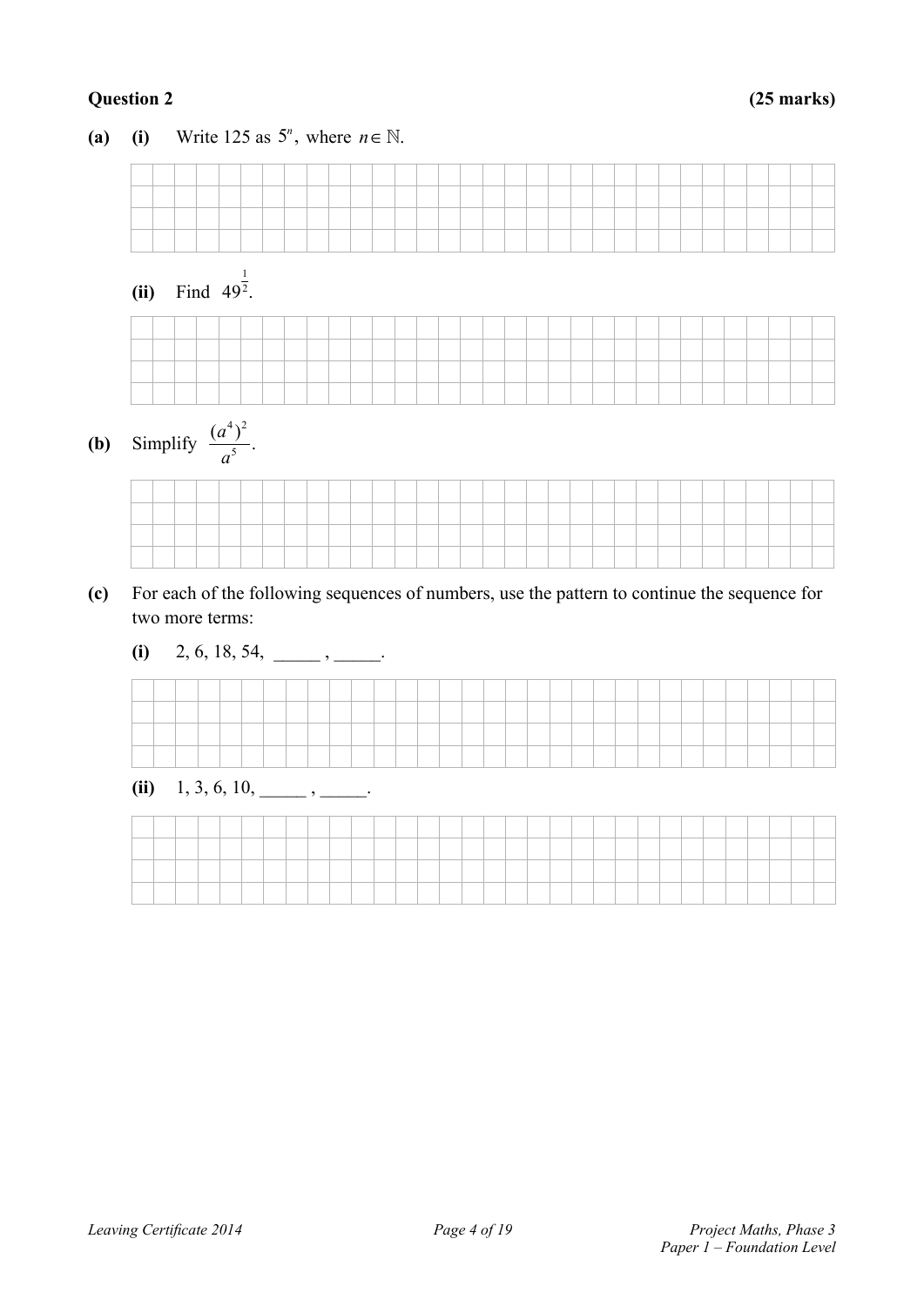**Question 2** **(25 marks)**

**(a)** **(i)** Write 125 as $5^n$, where $n \in \mathbb{N}$.

**(ii)** Find $49^{\frac{1}{2}}$.

**(b)** Simplify $\dfrac{(a^4)^2}{a^5}$.

**(c)** For each of the following sequences of numbers, use the pattern to continue the sequence for two more terms:

**(i)** 2, 6, 18, 54, _____ , _____.

**(ii)** 1, 3, 6, 10, _____ , _____.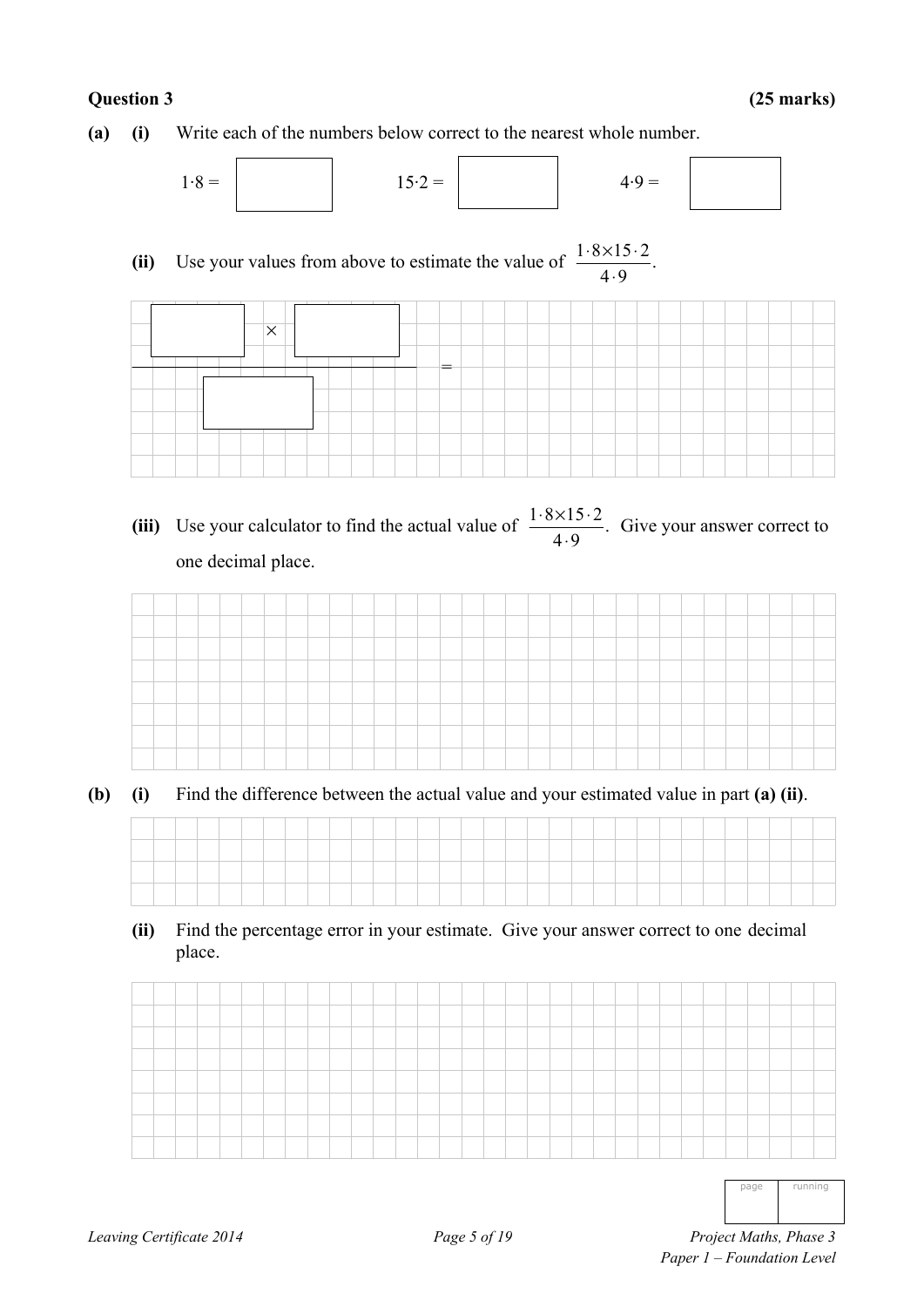**Question 3** **(25 marks)**

**(a)** **(i)** Write each of the numbers below correct to the nearest whole number.

$1 \cdot 8 =$ ☐ $\qquad 15 \cdot 2 =$ ☐ $\qquad 4 \cdot 9 =$ ☐

**(ii)** Use your values from above to estimate the value of $\dfrac{1\cdot 8 \times 15\cdot 2}{4\cdot 9}$.

$$\frac{\square \times \square}{\square} =$$

**(iii)** Use your calculator to find the actual value of $\dfrac{1\cdot 8 \times 15\cdot 2}{4\cdot 9}$. Give your answer correct to one decimal place.

**(b)** **(i)** Find the difference between the actual value and your estimated value in part **(a) (ii)**.

**(ii)** Find the percentage error in your estimate. Give your answer correct to one decimal place.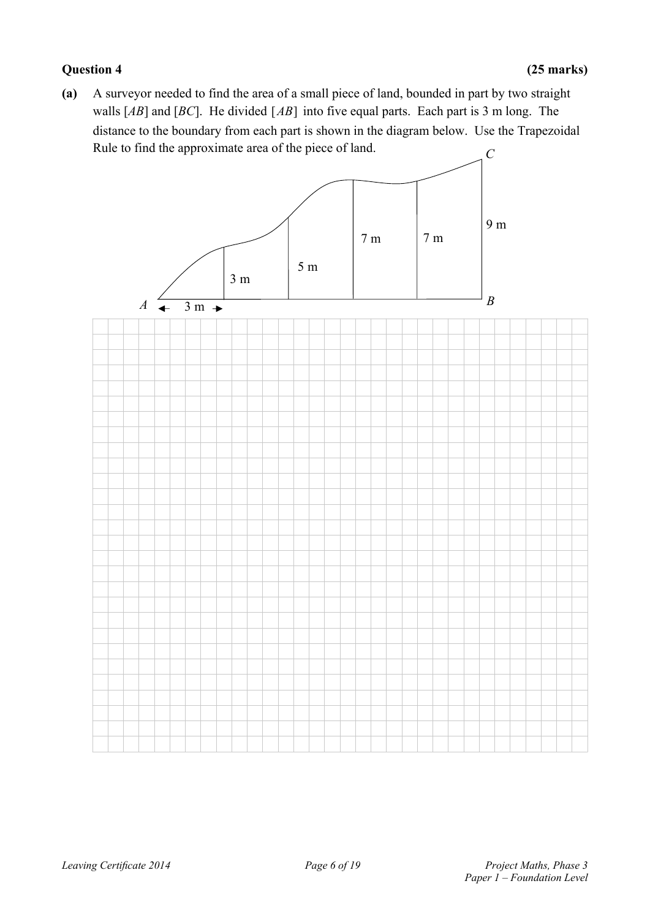**Question 4** **(25 marks)**

**(a)** A surveyor needed to find the area of a small piece of land, bounded in part by two straight walls $[AB]$ and $[BC]$. He divided $[AB]$ into five equal parts. Each part is 3 m long. The distance to the boundary from each part is shown in the diagram below. Use the Trapezoidal Rule to find the approximate area of the piece of land.

C

9 m

7 m

7 m

5 m

3 m

A ← 3 m → B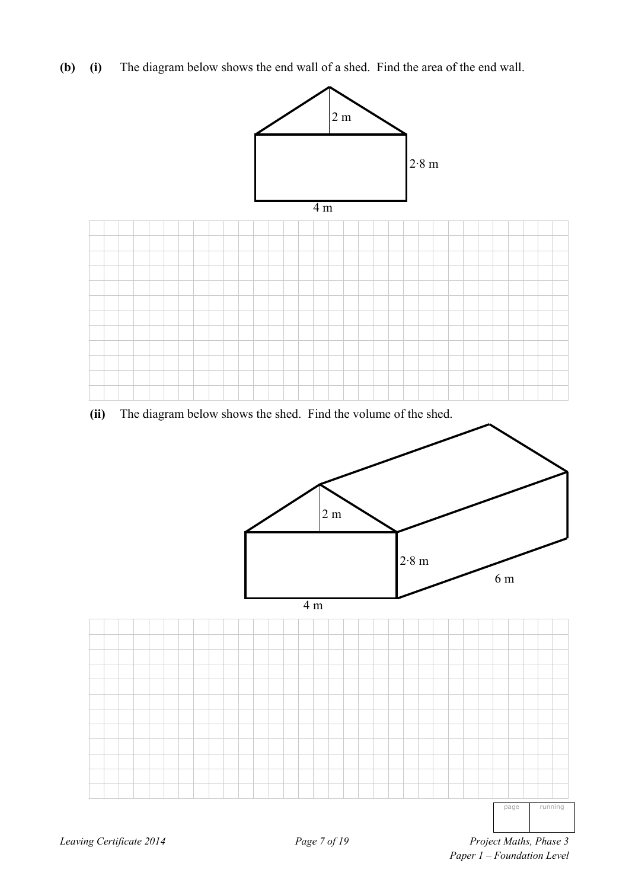**(b)** **(i)** The diagram below shows the end wall of a shed. Find the area of the end wall.

2 m

2·8 m

4 m

**(ii)** The diagram below shows the shed. Find the volume of the shed.

2 m

2·8 m

6 m

4 m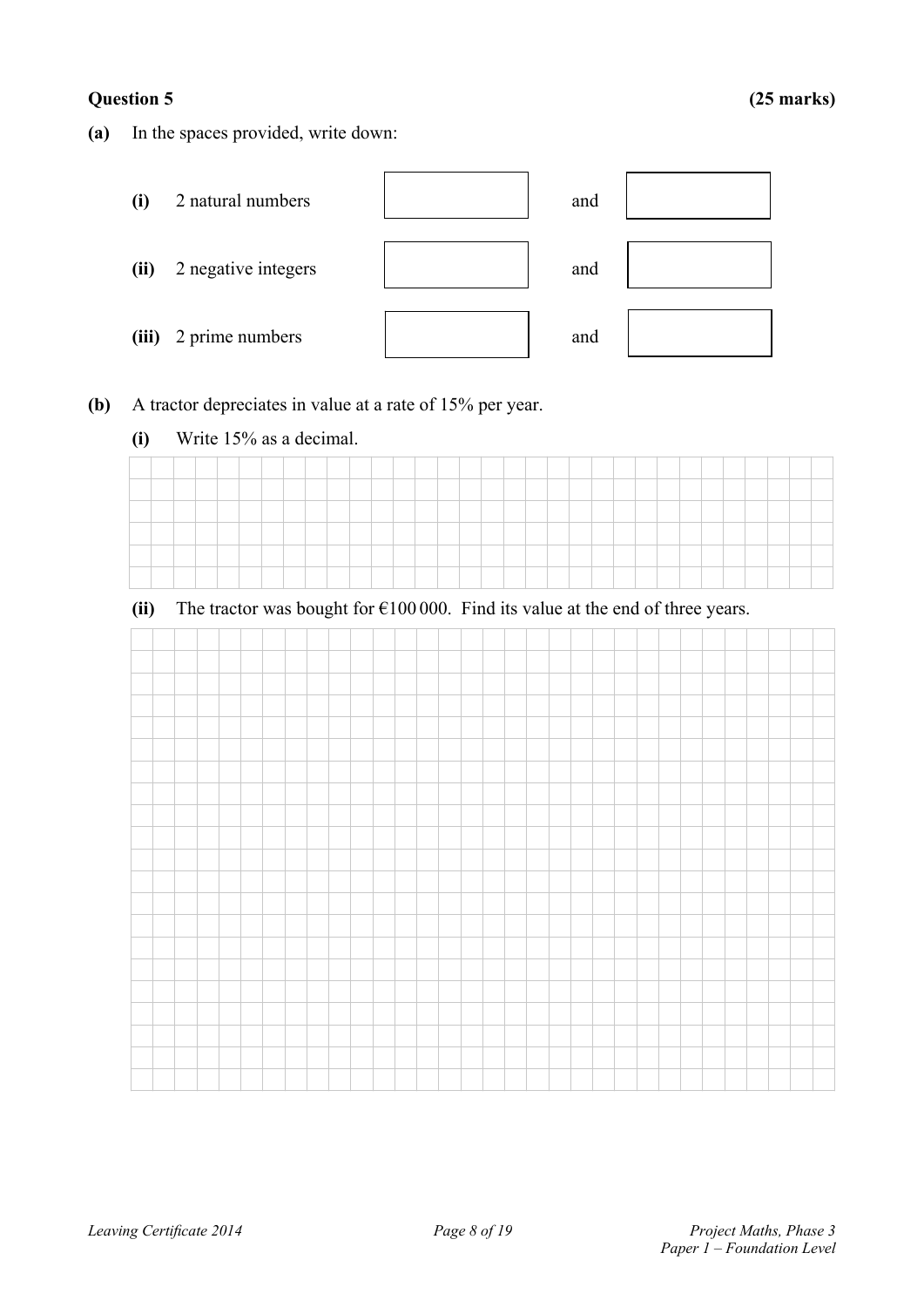**Question 5** **(25 marks)**

**(a)** In the spaces provided, write down:

| | | | | |
|---|---|---|---|---|
| **(i)** | 2 natural numbers | | and | |
| **(ii)** | 2 negative integers | | and | |
| **(iii)** | 2 prime numbers | | and | |

**(b)** A tractor depreciates in value at a rate of 15% per year.

**(i)** Write 15% as a decimal.

**(ii)** The tractor was bought for €100 000. Find its value at the end of three years.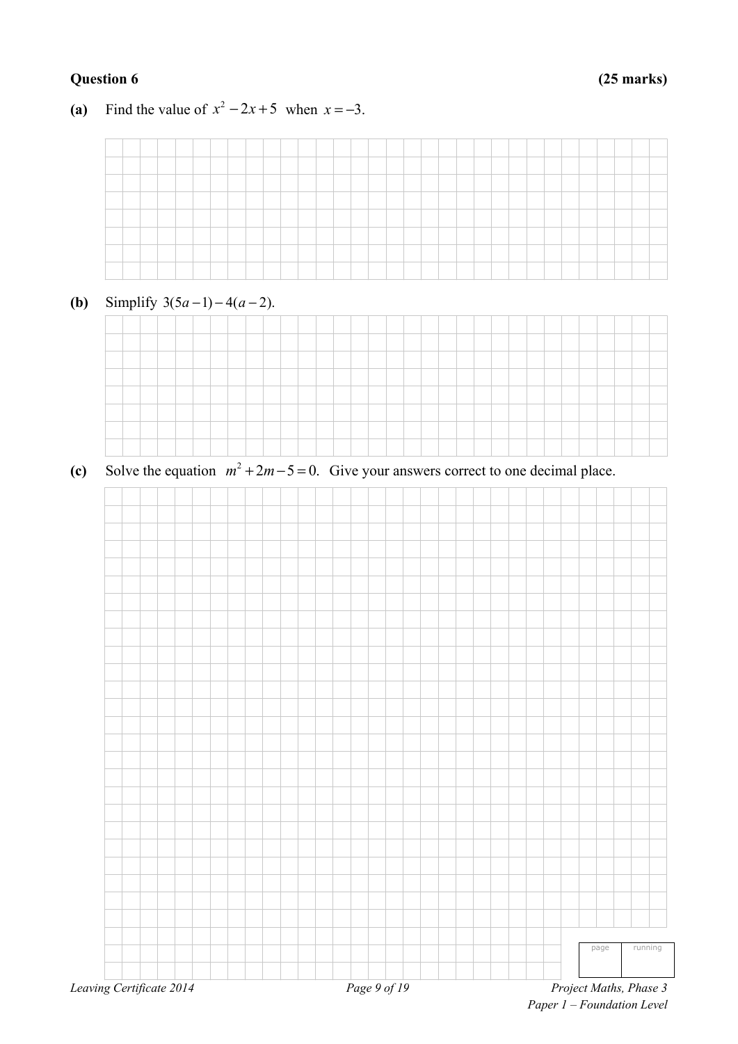**Question 6** **(25 marks)**

**(a)** Find the value of $x^2 - 2x + 5$ when $x = -3$.

**(b)** Simplify $3(5a - 1) - 4(a - 2)$.

**(c)** Solve the equation $m^2 + 2m - 5 = 0$. Give your answers correct to one decimal place.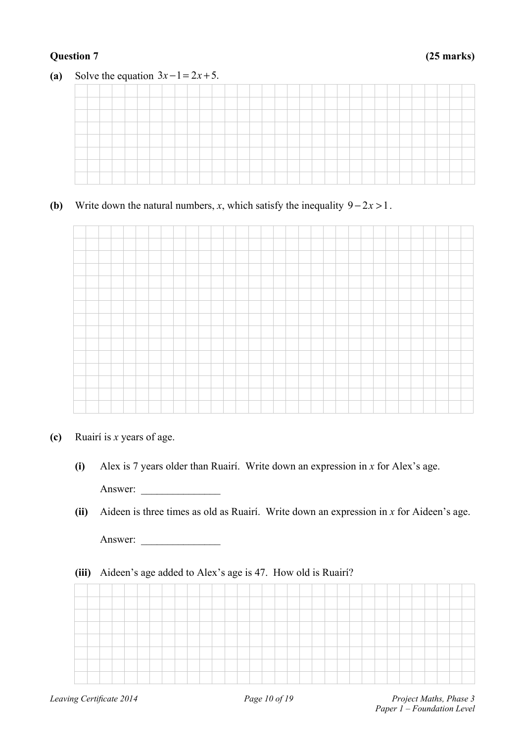**Question 7** **(25 marks)**

**(a)** Solve the equation $3x-1=2x+5$.

**(b)** Write down the natural numbers, $x$, which satisfy the inequality $9-2x>1$.

**(c)** Ruairí is $x$ years of age.

**(i)** Alex is 7 years older than Ruairí. Write down an expression in $x$ for Alex's age.

Answer: _______________

**(ii)** Aideen is three times as old as Ruairí. Write down an expression in $x$ for Aideen's age.

Answer: _______________

**(iii)** Aideen's age added to Alex's age is 47. How old is Ruairí?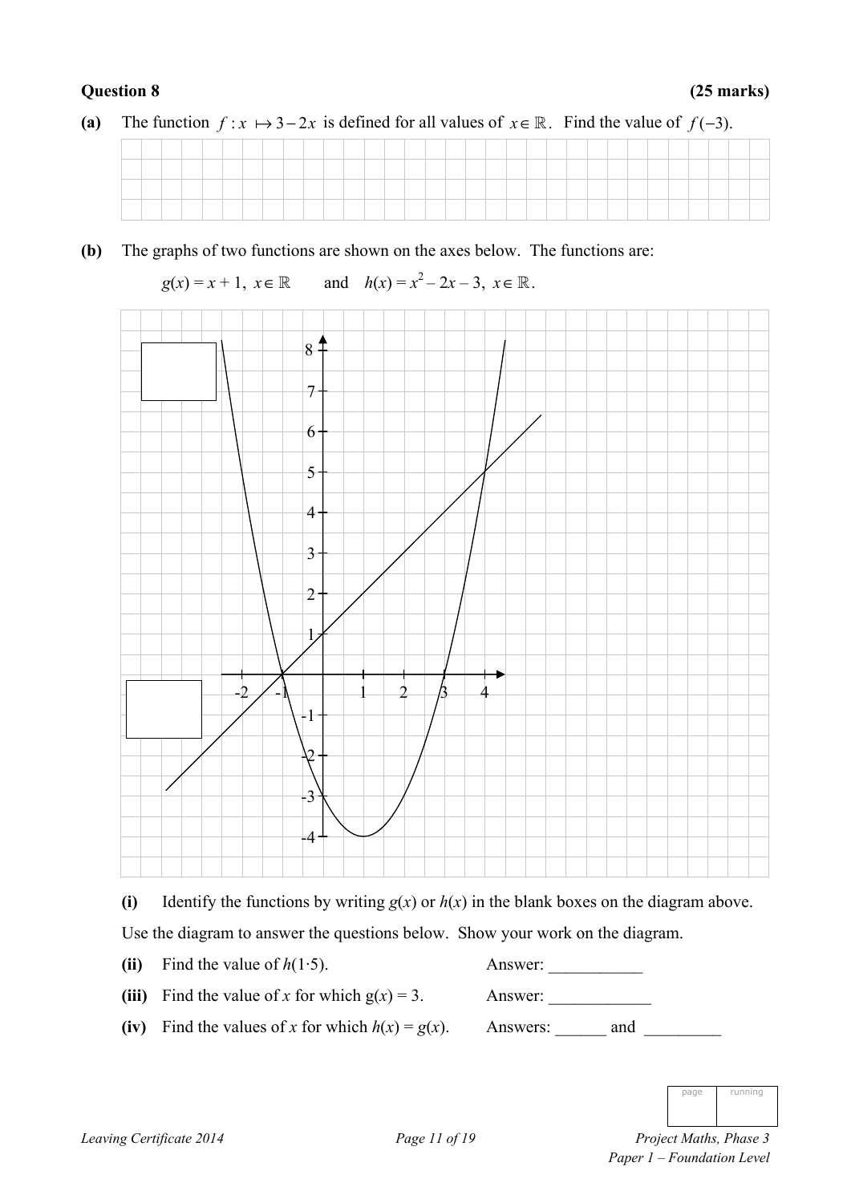**Question 8 (25 marks)**

**(a)** The function $f : x \mapsto 3 - 2x$ is defined for all values of $x \in \mathbb{R}$. Find the value of $f(-3)$.

**(b)** The graphs of two functions are shown on the axes below. The functions are:

$g(x) = x + 1,\ x \in \mathbb{R}$ and $h(x) = x^2 - 2x - 3,\ x \in \mathbb{R}$.

**(i)** Identify the functions by writing $g(x)$ or $h(x)$ in the blank boxes on the diagram above.

Use the diagram to answer the questions below. Show your work on the diagram.

**(ii)** Find the value of $h(1 \cdot 5)$. Answer: ___________

**(iii)** Find the value of $x$ for which $g(x) = 3$. Answer: ____________

**(iv)** Find the values of $x$ for which $h(x) = g(x)$. Answers: ______ and _________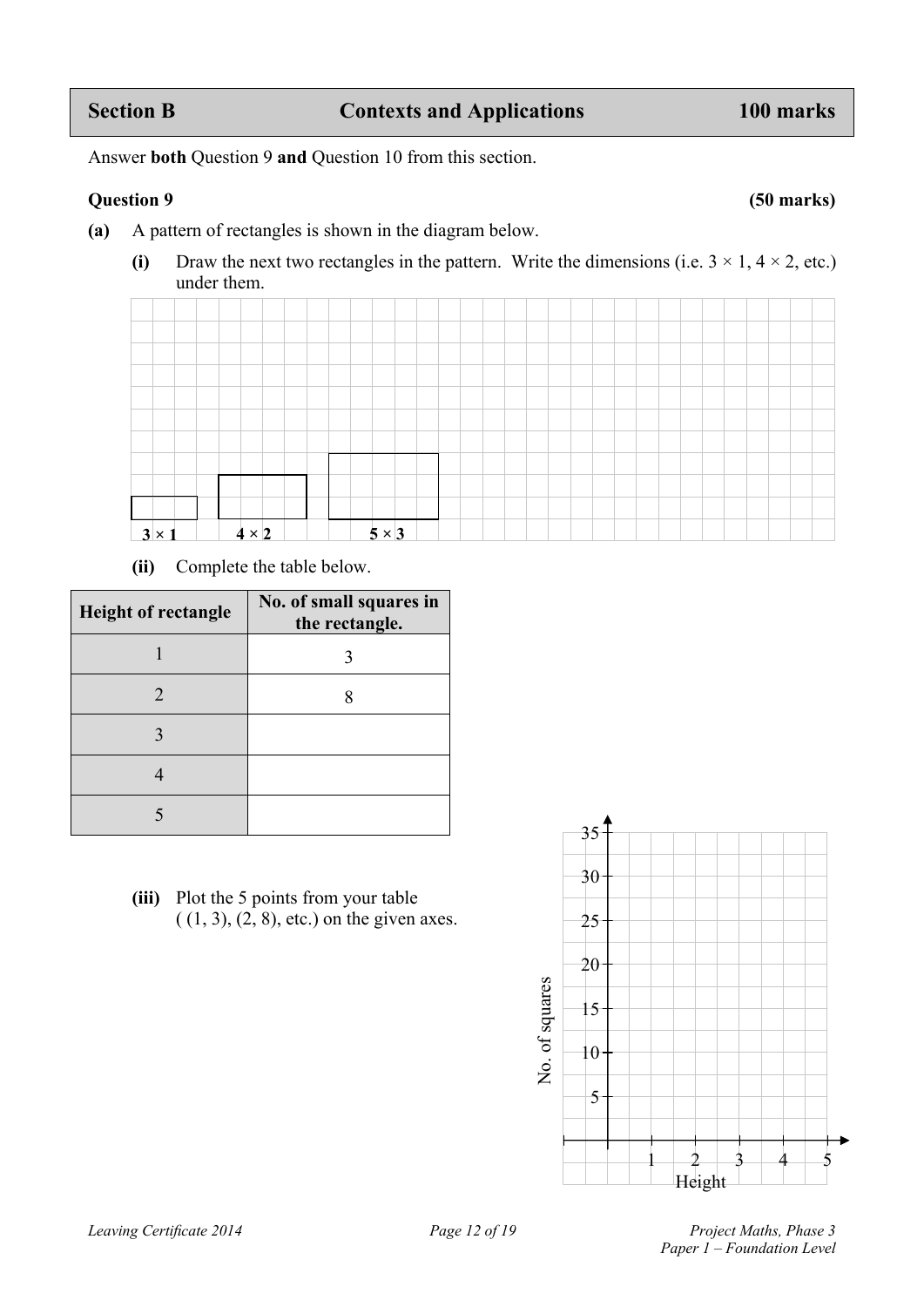## Section B — Contexts and Applications — 100 marks

Answer **both** Question 9 **and** Question 10 from this section.

### Question 9 (50 marks)

**(a)** A pattern of rectangles is shown in the diagram below.

**(i)** Draw the next two rectangles in the pattern. Write the dimensions (i.e. $3 \times 1$, $4 \times 2$, etc.) under them.

**$3 \times 1$** **$4 \times 2$** **$5 \times 3$**

**(ii)** Complete the table below.

| Height of rectangle | No. of small squares in the rectangle. |
|---|---|
| 1 | 3 |
| 2 | 8 |
| 3 | |
| 4 | |
| 5 | |

**(iii)** Plot the 5 points from your table ( (1, 3), (2, 8), etc.) on the given axes.

No. of squares: 5, 10, 15, 20, 25, 30, 35

Height: 1, 2, 3, 4, 5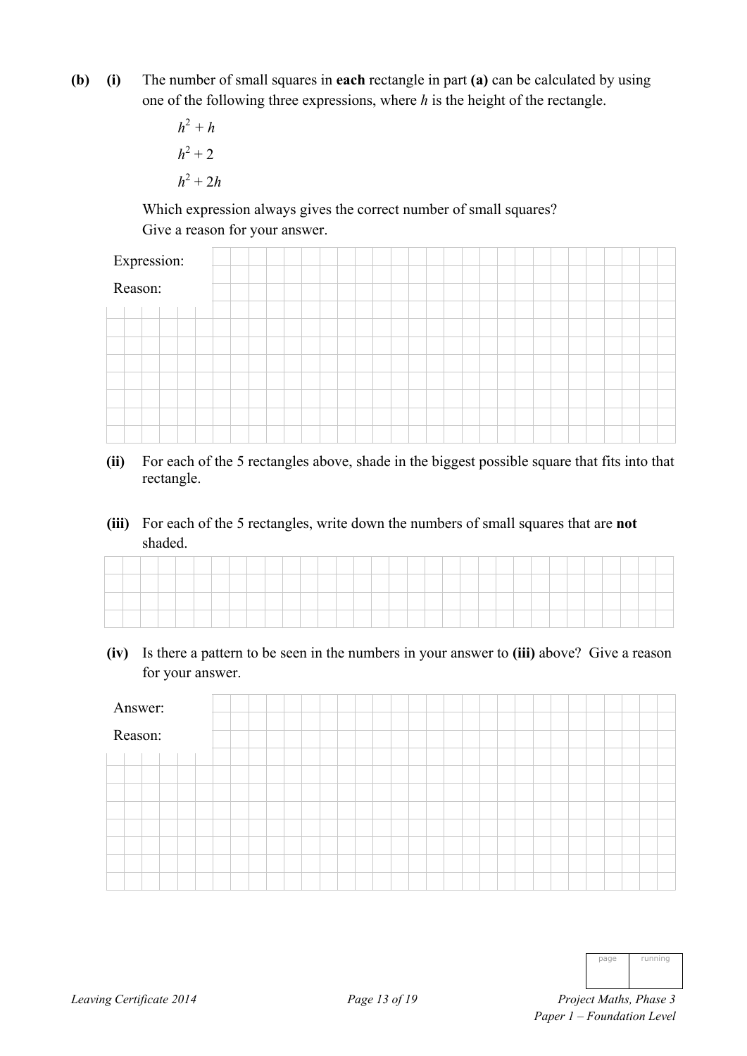**(b)** **(i)** The number of small squares in **each** rectangle in part **(a)** can be calculated by using one of the following three expressions, where $h$ is the height of the rectangle.

$h^2 + h$

$h^2 + 2$

$h^2 + 2h$

Which expression always gives the correct number of small squares?
Give a reason for your answer.

Expression:

Reason:

**(ii)** For each of the 5 rectangles above, shade in the biggest possible square that fits into that rectangle.

**(iii)** For each of the 5 rectangles, write down the numbers of small squares that are **not** shaded.

**(iv)** Is there a pattern to be seen in the numbers in your answer to **(iii)** above? Give a reason for your answer.

Answer:

Reason: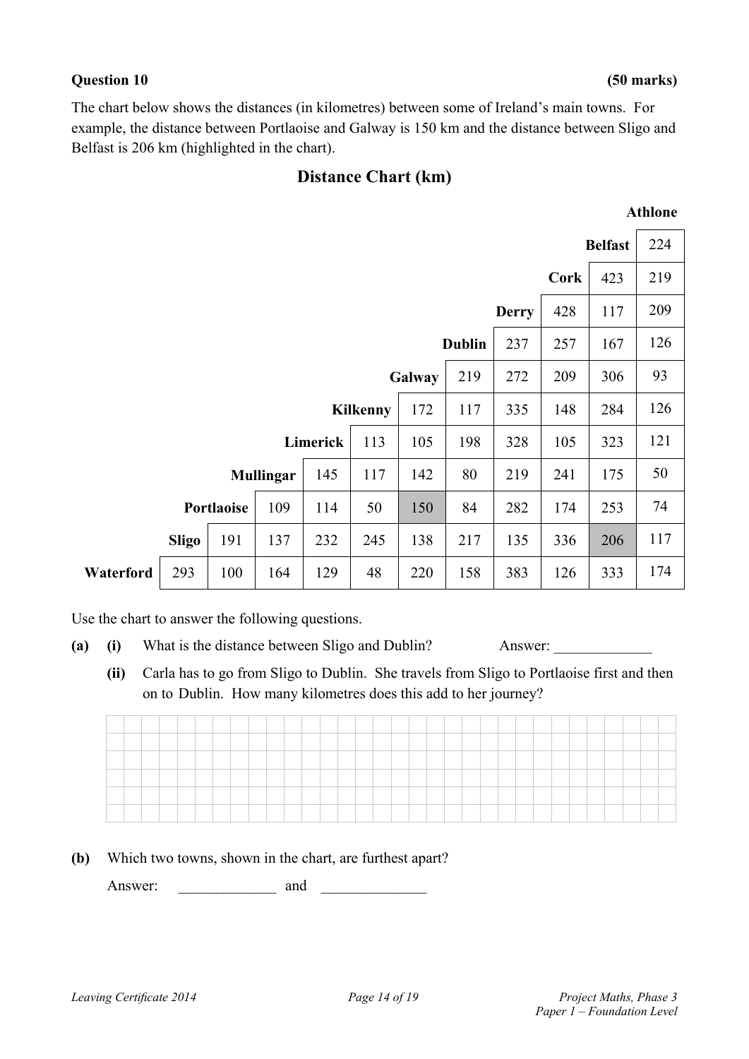**Question 10** **(50 marks)**

The chart below shows the distances (in kilometres) between some of Ireland's main towns. For example, the distance between Portlaoise and Galway is 150 km and the distance between Sligo and Belfast is 206 km (highlighted in the chart).

## Distance Chart (km)

| | Sligo | Portlaoise | Mullingar | Limerick | Kilkenny | Galway | Dublin | Derry | Cork | Belfast | Athlone |
|---|---|---|---|---|---|---|---|---|---|---|---|
| **Belfast** | | | | | | | | | | | 224 |
| **Cork** | | | | | | | | | | 423 | 219 |
| **Derry** | | | | | | | | | 428 | 117 | 209 |
| **Dublin** | | | | | | | | 237 | 257 | 167 | 126 |
| **Galway** | | | | | | | 219 | 272 | 209 | 306 | 93 |
| **Kilkenny** | | | | | | 172 | 117 | 335 | 148 | 284 | 126 |
| **Limerick** | | | | | 113 | 105 | 198 | 328 | 105 | 323 | 121 |
| **Mullingar** | | | | 145 | 117 | 142 | 80 | 219 | 241 | 175 | 50 |
| **Portlaoise** | | | 109 | 114 | 50 | 150 | 84 | 282 | 174 | 253 | 74 |
| **Sligo** | | 191 | 137 | 232 | 245 | 138 | 217 | 135 | 336 | 206 | 117 |
| **Waterford** | 293 | 100 | 164 | 129 | 48 | 220 | 158 | 383 | 126 | 333 | 174 |

Use the chart to answer the following questions.

**(a)** **(i)** What is the distance between Sligo and Dublin? Answer: _____________

**(ii)** Carla has to go from Sligo to Dublin. She travels from Sligo to Portlaoise first and then on to Dublin. How many kilometres does this add to her journey?

**(b)** Which two towns, shown in the chart, are furthest apart?

Answer: _____________ and ______________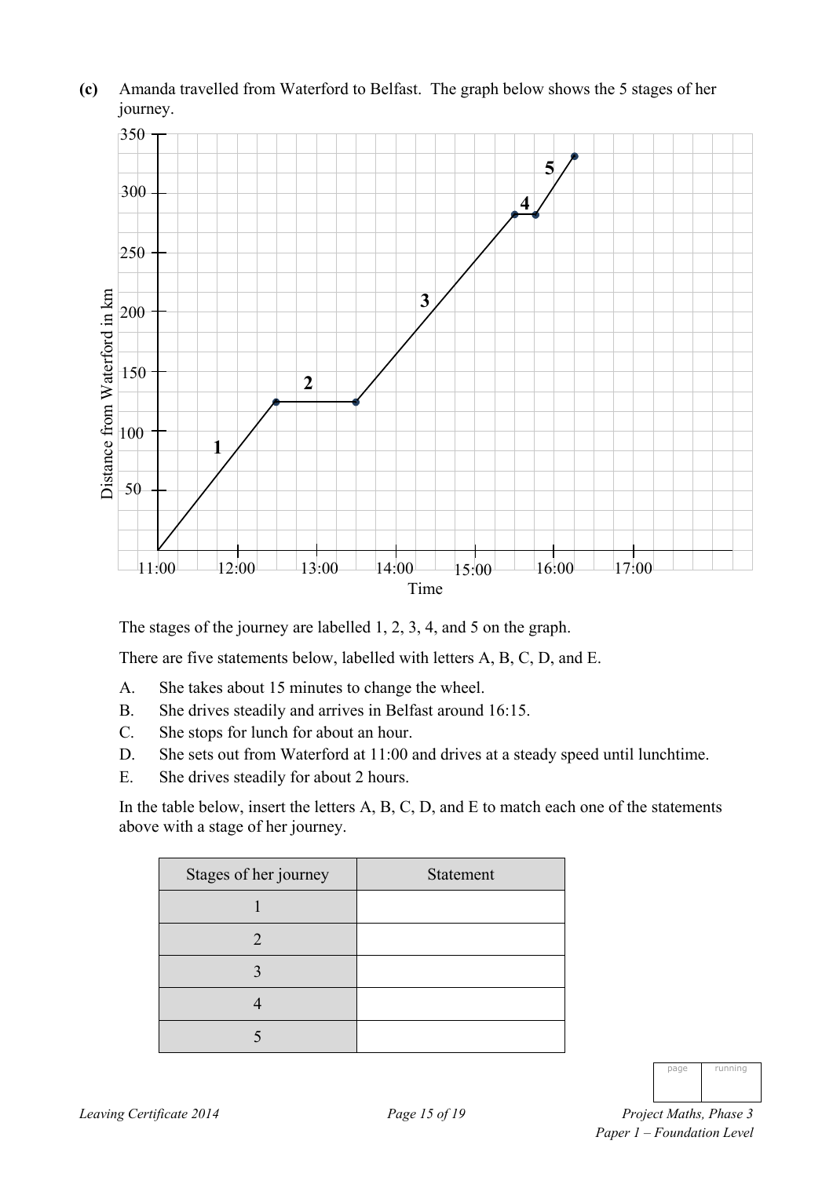**(c)** Amanda travelled from Waterford to Belfast. The graph below shows the 5 stages of her journey.

The stages of the journey are labelled 1, 2, 3, 4, and 5 on the graph.

There are five statements below, labelled with letters A, B, C, D, and E.

A. She takes about 15 minutes to change the wheel.

B. She drives steadily and arrives in Belfast around 16:15.

C. She stops for lunch for about an hour.

D. She sets out from Waterford at 11:00 and drives at a steady speed until lunchtime.

E. She drives steadily for about 2 hours.

In the table below, insert the letters A, B, C, D, and E to match each one of the statements above with a stage of her journey.

| Stages of her journey | Statement |
|---|---|
| 1 | |
| 2 | |
| 3 | |
| 4 | |
| 5 | |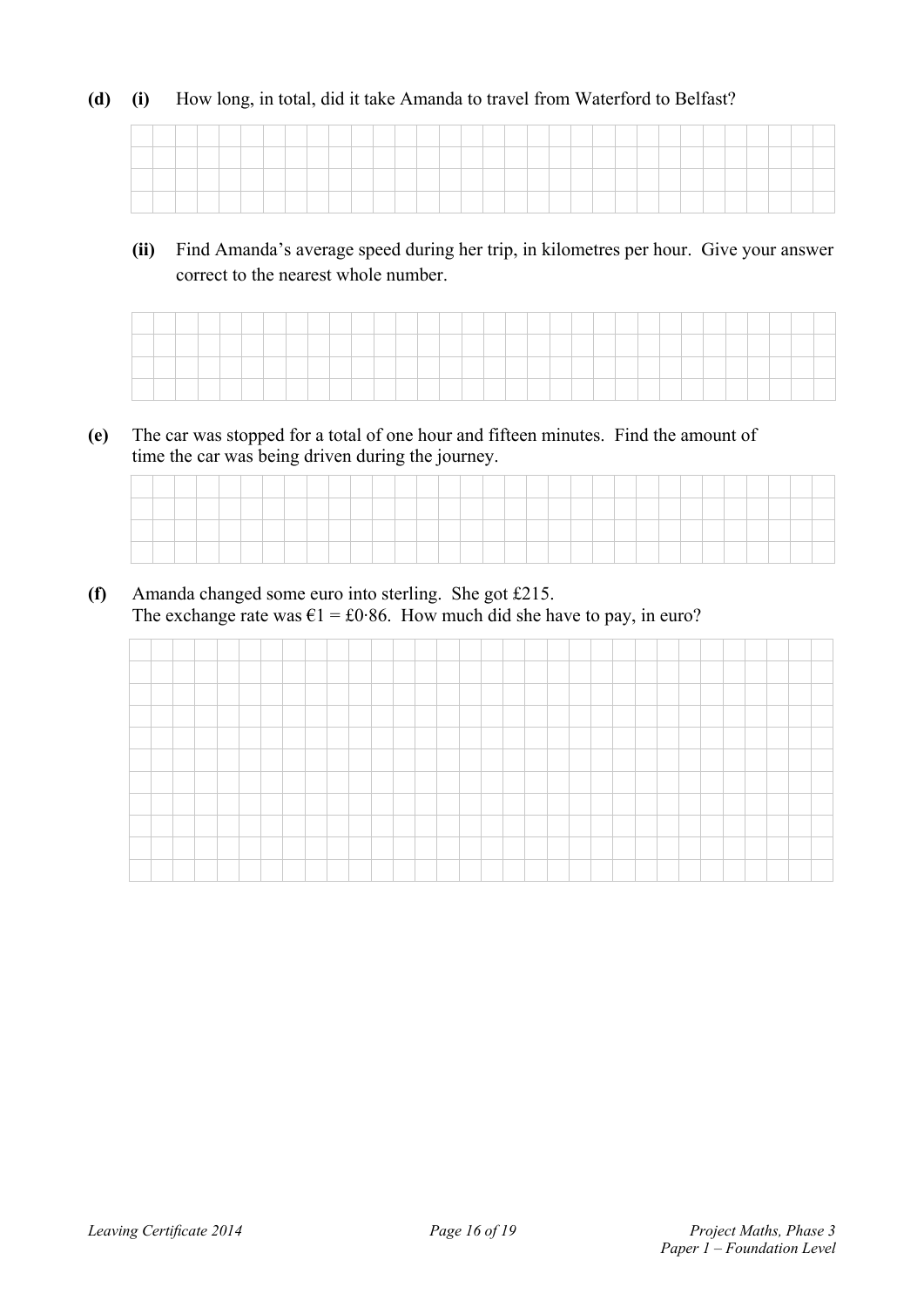**(d)** **(i)** How long, in total, did it take Amanda to travel from Waterford to Belfast?

**(ii)** Find Amanda's average speed during her trip, in kilometres per hour. Give your answer correct to the nearest whole number.

**(e)** The car was stopped for a total of one hour and fifteen minutes. Find the amount of time the car was being driven during the journey.

**(f)** Amanda changed some euro into sterling. She got £215.
The exchange rate was €1 = £0·86. How much did she have to pay, in euro?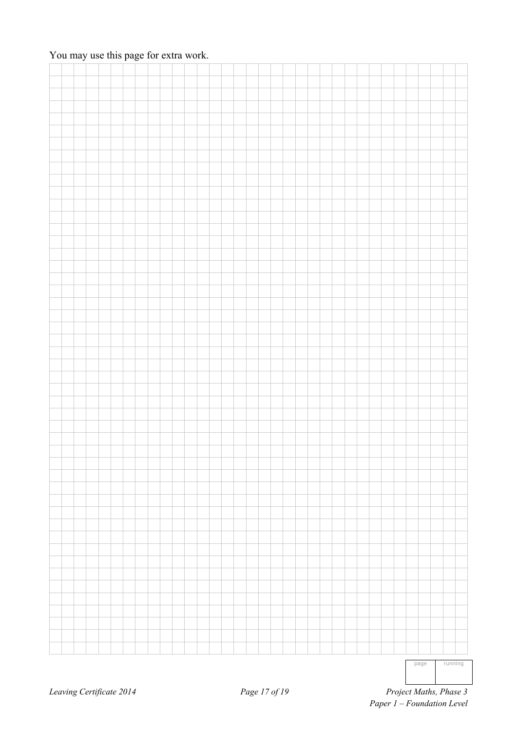You may use this page for extra work.

| page | running |
|---|---|
| | |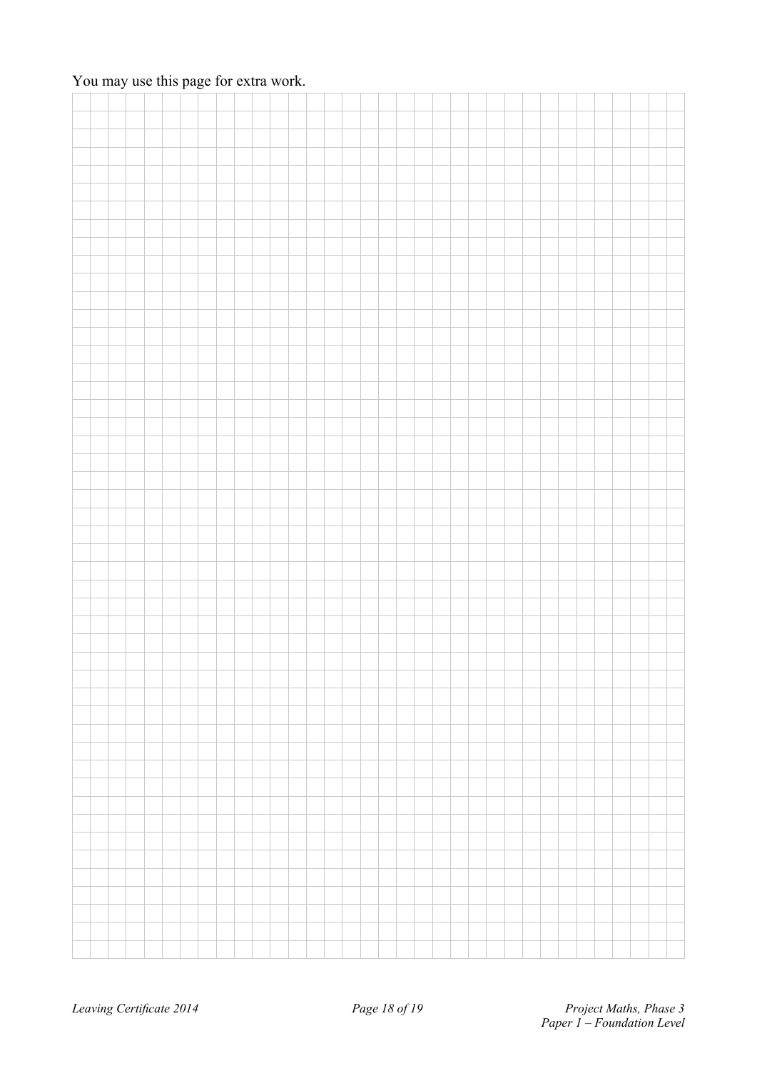You may use this page for extra work.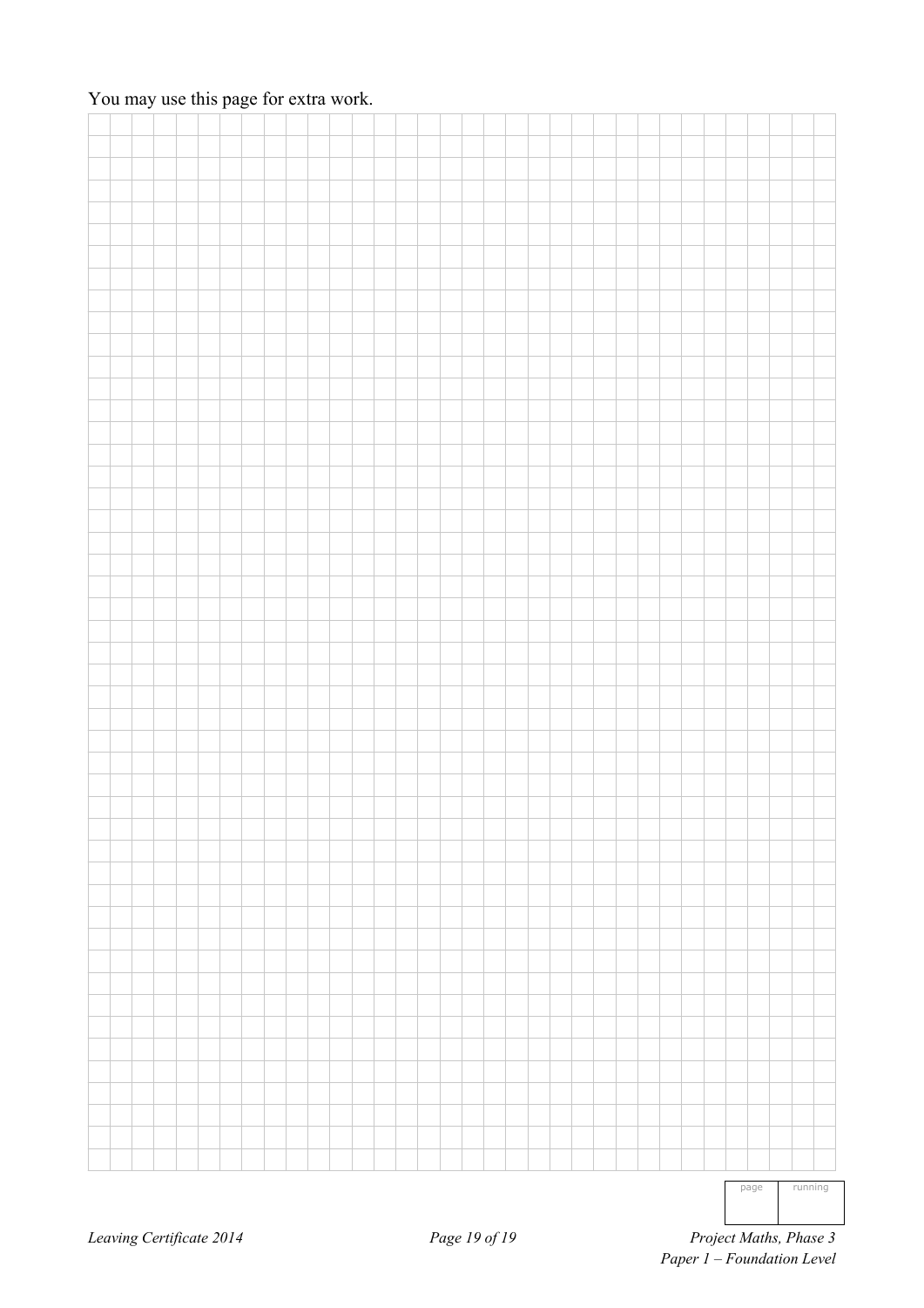You may use this page for extra work.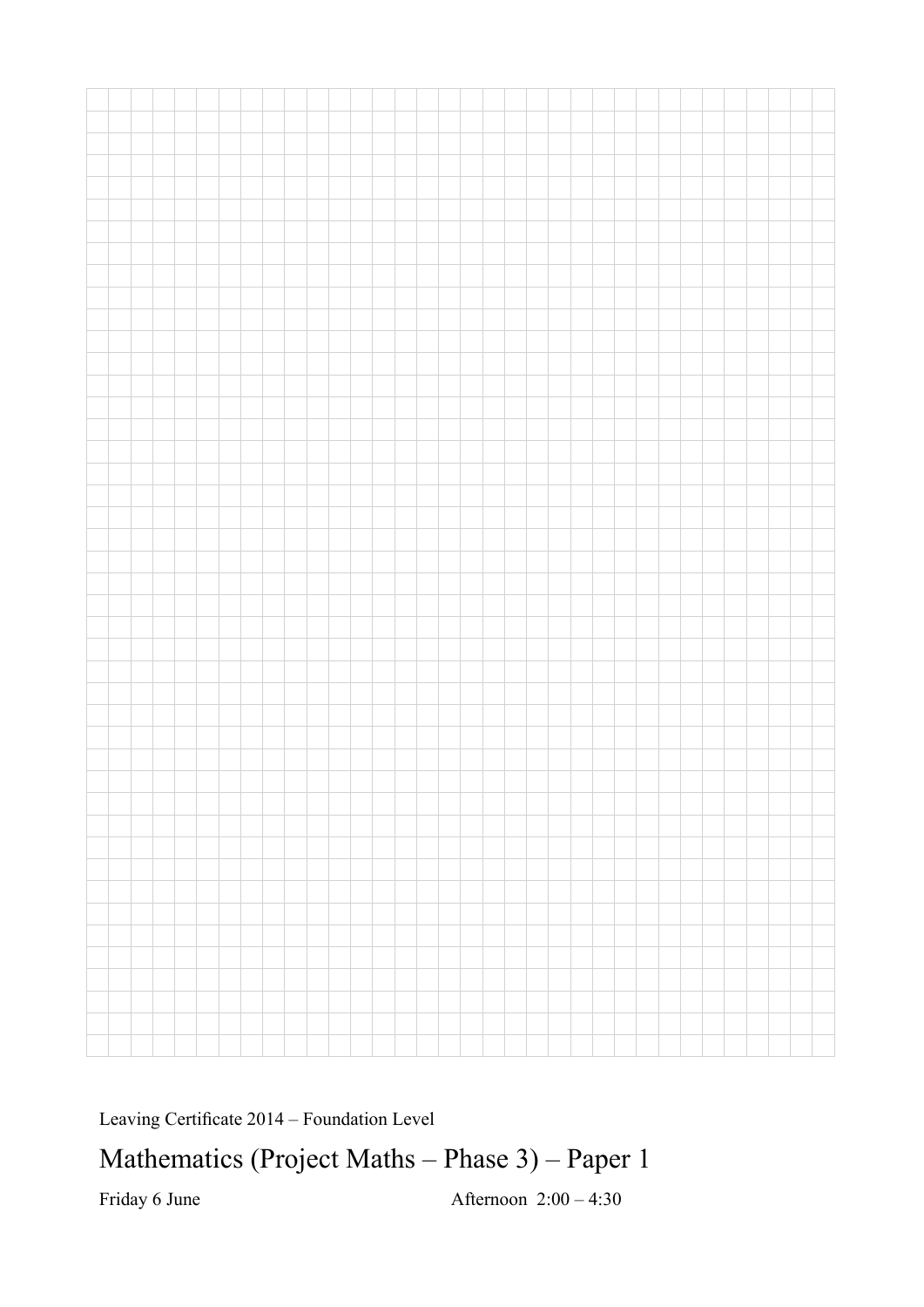Leaving Certificate 2014 – Foundation Level

Mathematics (Project Maths – Phase 3) – Paper 1

Friday 6 June Afternoon 2:00 – 4:30